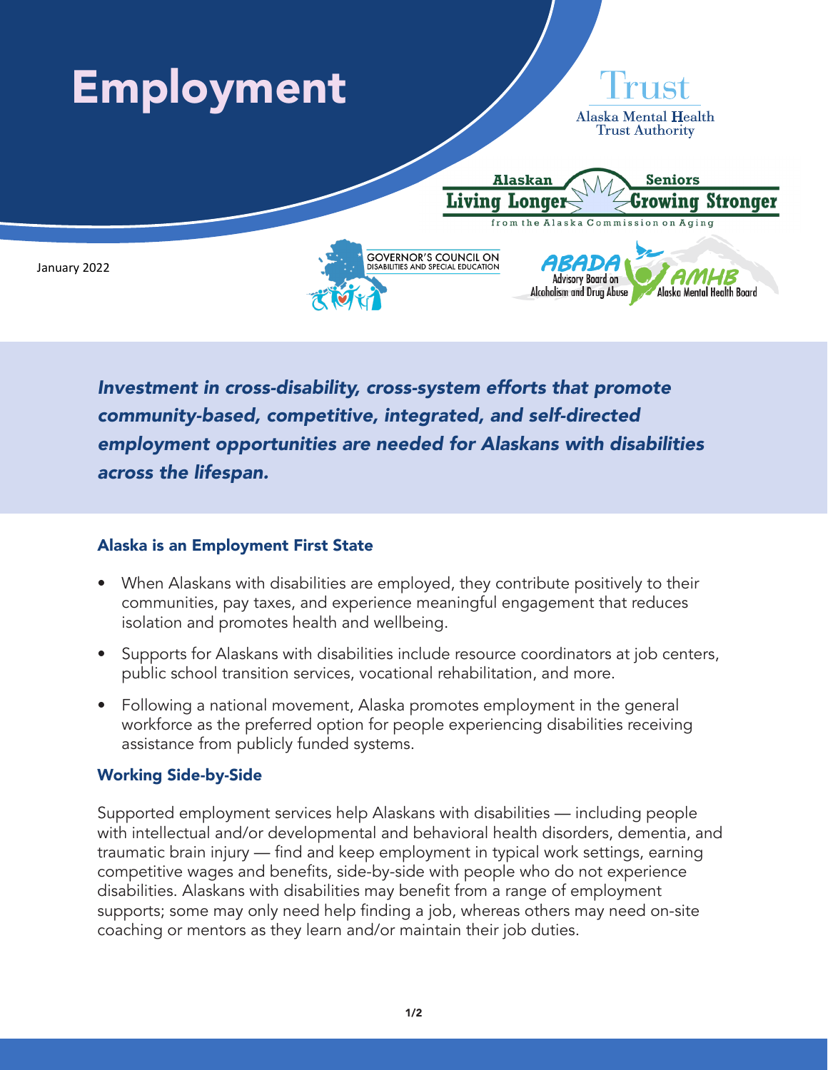# Employment

January 2022

***Investment in cross-disability, cross-system efforts that promote community-based, competitive, integrated, and self-directed employment opportunities are needed for Alaskans with disabilities across the lifespan.***

## Alaska is an Employment First State

- When Alaskans with disabilities are employed, they contribute positively to their communities, pay taxes, and experience meaningful engagement that reduces isolation and promotes health and wellbeing.
- Supports for Alaskans with disabilities include resource coordinators at job centers, public school transition services, vocational rehabilitation, and more.
- Following a national movement, Alaska promotes employment in the general workforce as the preferred option for people experiencing disabilities receiving assistance from publicly funded systems.

## Working Side-by-Side

Supported employment services help Alaskans with disabilities — including people with intellectual and/or developmental and behavioral health disorders, dementia, and traumatic brain injury — find and keep employment in typical work settings, earning competitive wages and benefits, side-by-side with people who do not experience disabilities. Alaskans with disabilities may benefit from a range of employment supports; some may only need help finding a job, whereas others may need on-site coaching or mentors as they learn and/or maintain their job duties.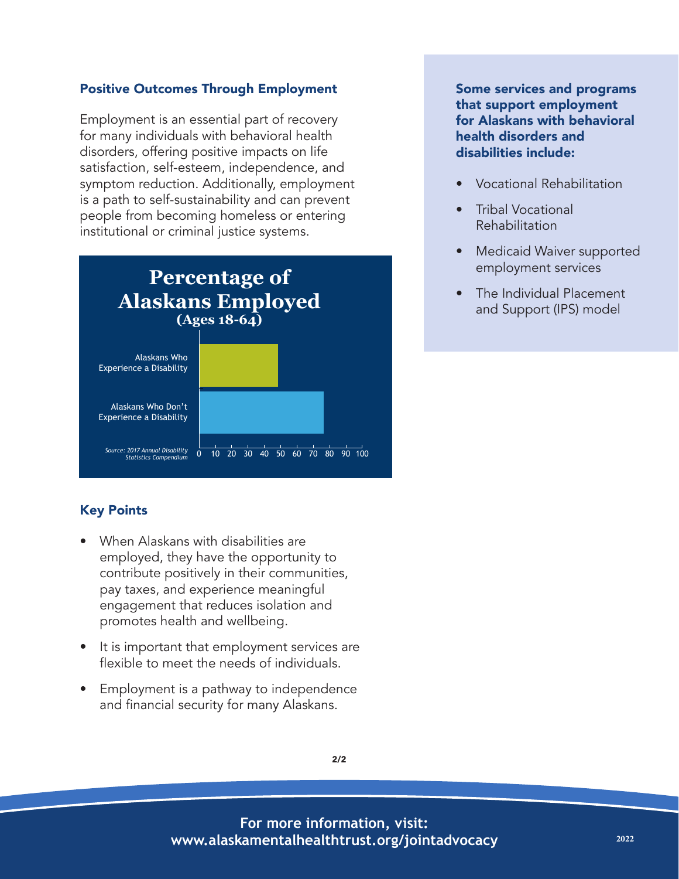## Positive Outcomes Through Employment

Employment is an essential part of recovery for many individuals with behavioral health disorders, offering positive impacts on life satisfaction, self-esteem, independence, and symptom reduction. Additionally, employment is a path to self-sustainability and can prevent people from becoming homeless or entering institutional or criminal justice systems.

**Percentage of Alaskans Employed**
**(Ages 18-64)**

Alaskans Who Experience a Disability

Alaskans Who Don't Experience a Disability

0 10 20 30 40 50 60 70 80 90 100

*Source: 2017 Annual Disability Statistics Compendium*

## Key Points

- When Alaskans with disabilities are employed, they have the opportunity to contribute positively in their communities, pay taxes, and experience meaningful engagement that reduces isolation and promotes health and wellbeing.
- It is important that employment services are flexible to meet the needs of individuals.
- Employment is a pathway to independence and financial security for many Alaskans.

### Some services and programs that support employment for Alaskans with behavioral health disorders and disabilities include:

- Vocational Rehabilitation
- Tribal Vocational Rehabilitation
- Medicaid Waiver supported employment services
- The Individual Placement and Support (IPS) model

**For more information, visit: www.alaskamentalhealthtrust.org/jointadvocacy**

2022